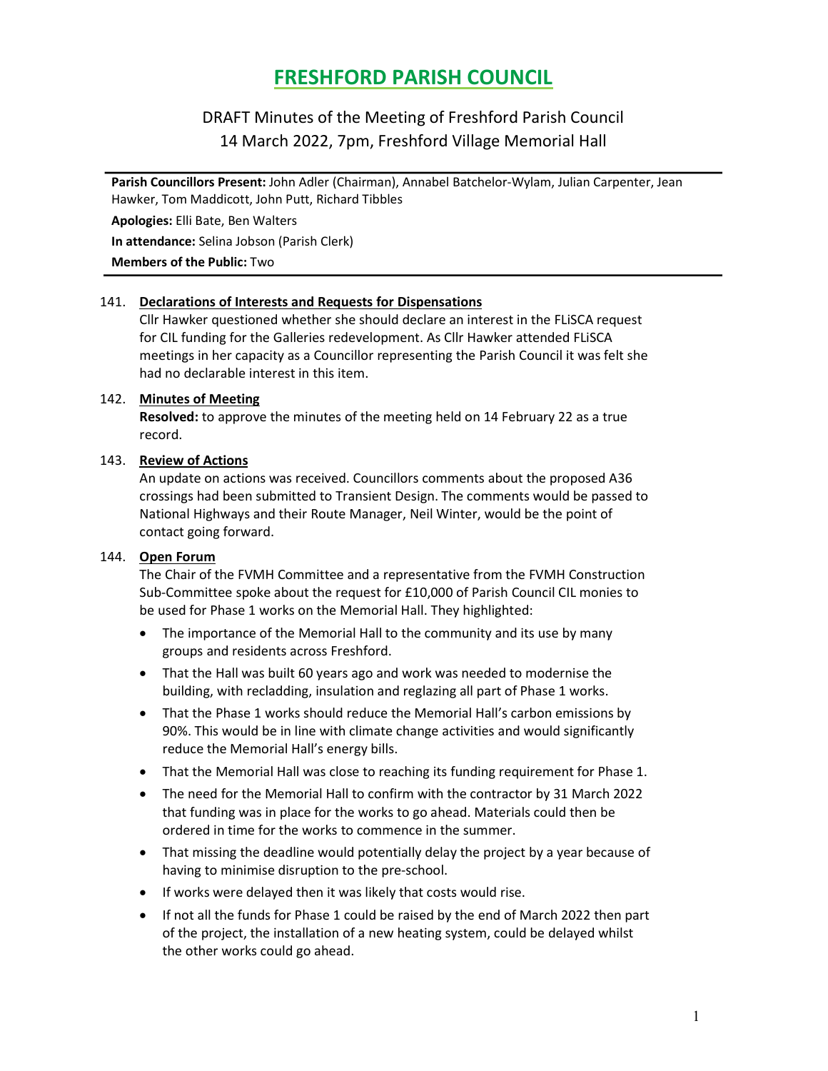# FRESHFORD PARISH COUNCIL

## DRAFT Minutes of the Meeting of Freshford Parish Council
## 14 March 2022, 7pm, Freshford Village Memorial Hall

**Parish Councillors Present:** John Adler (Chairman), Annabel Batchelor-Wylam, Julian Carpenter, Jean Hawker, Tom Maddicott, John Putt, Richard Tibbles

**Apologies:** Elli Bate, Ben Walters

**In attendance:** Selina Jobson (Parish Clerk)

**Members of the Public:** Two

141. **Declarations of Interests and Requests for Dispensations**

Cllr Hawker questioned whether she should declare an interest in the FLiSCA request for CIL funding for the Galleries redevelopment. As Cllr Hawker attended FLiSCA meetings in her capacity as a Councillor representing the Parish Council it was felt she had no declarable interest in this item.

142. **Minutes of Meeting**

**Resolved:** to approve the minutes of the meeting held on 14 February 22 as a true record.

143. **Review of Actions**

An update on actions was received. Councillors comments about the proposed A36 crossings had been submitted to Transient Design. The comments would be passed to National Highways and their Route Manager, Neil Winter, would be the point of contact going forward.

144. **Open Forum**

The Chair of the FVMH Committee and a representative from the FVMH Construction Sub-Committee spoke about the request for £10,000 of Parish Council CIL monies to be used for Phase 1 works on the Memorial Hall. They highlighted:

- The importance of the Memorial Hall to the community and its use by many groups and residents across Freshford.
- That the Hall was built 60 years ago and work was needed to modernise the building, with recladding, insulation and reglazing all part of Phase 1 works.
- That the Phase 1 works should reduce the Memorial Hall's carbon emissions by 90%. This would be in line with climate change activities and would significantly reduce the Memorial Hall's energy bills.
- That the Memorial Hall was close to reaching its funding requirement for Phase 1.
- The need for the Memorial Hall to confirm with the contractor by 31 March 2022 that funding was in place for the works to go ahead. Materials could then be ordered in time for the works to commence in the summer.
- That missing the deadline would potentially delay the project by a year because of having to minimise disruption to the pre-school.
- If works were delayed then it was likely that costs would rise.
- If not all the funds for Phase 1 could be raised by the end of March 2022 then part of the project, the installation of a new heating system, could be delayed whilst the other works could go ahead.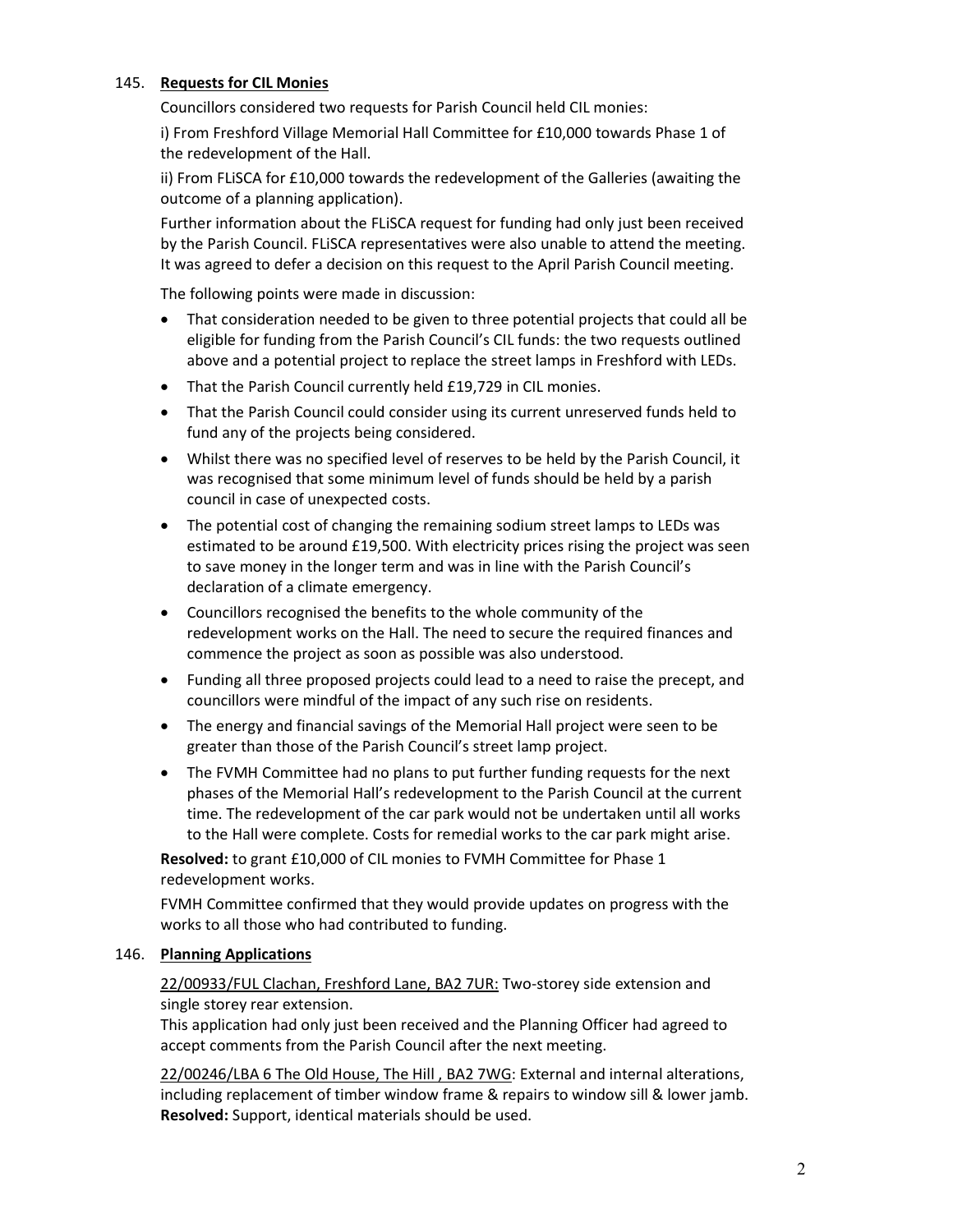145. **Requests for CIL Monies**

Councillors considered two requests for Parish Council held CIL monies:

i) From Freshford Village Memorial Hall Committee for £10,000 towards Phase 1 of the redevelopment of the Hall.

ii) From FLiSCA for £10,000 towards the redevelopment of the Galleries (awaiting the outcome of a planning application).

Further information about the FLiSCA request for funding had only just been received by the Parish Council. FLiSCA representatives were also unable to attend the meeting. It was agreed to defer a decision on this request to the April Parish Council meeting.

The following points were made in discussion:

- That consideration needed to be given to three potential projects that could all be eligible for funding from the Parish Council's CIL funds: the two requests outlined above and a potential project to replace the street lamps in Freshford with LEDs.
- That the Parish Council currently held £19,729 in CIL monies.
- That the Parish Council could consider using its current unreserved funds held to fund any of the projects being considered.
- Whilst there was no specified level of reserves to be held by the Parish Council, it was recognised that some minimum level of funds should be held by a parish council in case of unexpected costs.
- The potential cost of changing the remaining sodium street lamps to LEDs was estimated to be around £19,500. With electricity prices rising the project was seen to save money in the longer term and was in line with the Parish Council's declaration of a climate emergency.
- Councillors recognised the benefits to the whole community of the redevelopment works on the Hall. The need to secure the required finances and commence the project as soon as possible was also understood.
- Funding all three proposed projects could lead to a need to raise the precept, and councillors were mindful of the impact of any such rise on residents.
- The energy and financial savings of the Memorial Hall project were seen to be greater than those of the Parish Council's street lamp project.
- The FVMH Committee had no plans to put further funding requests for the next phases of the Memorial Hall's redevelopment to the Parish Council at the current time. The redevelopment of the car park would not be undertaken until all works to the Hall were complete. Costs for remedial works to the car park might arise.

**Resolved:** to grant £10,000 of CIL monies to FVMH Committee for Phase 1 redevelopment works.

FVMH Committee confirmed that they would provide updates on progress with the works to all those who had contributed to funding.

146. **Planning Applications**

22/00933/FUL Clachan, Freshford Lane, BA2 7UR: Two-storey side extension and single storey rear extension.
This application had only just been received and the Planning Officer had agreed to accept comments from the Parish Council after the next meeting.

22/00246/LBA 6 The Old House, The Hill , BA2 7WG: External and internal alterations, including replacement of timber window frame & repairs to window sill & lower jamb.
**Resolved:** Support, identical materials should be used.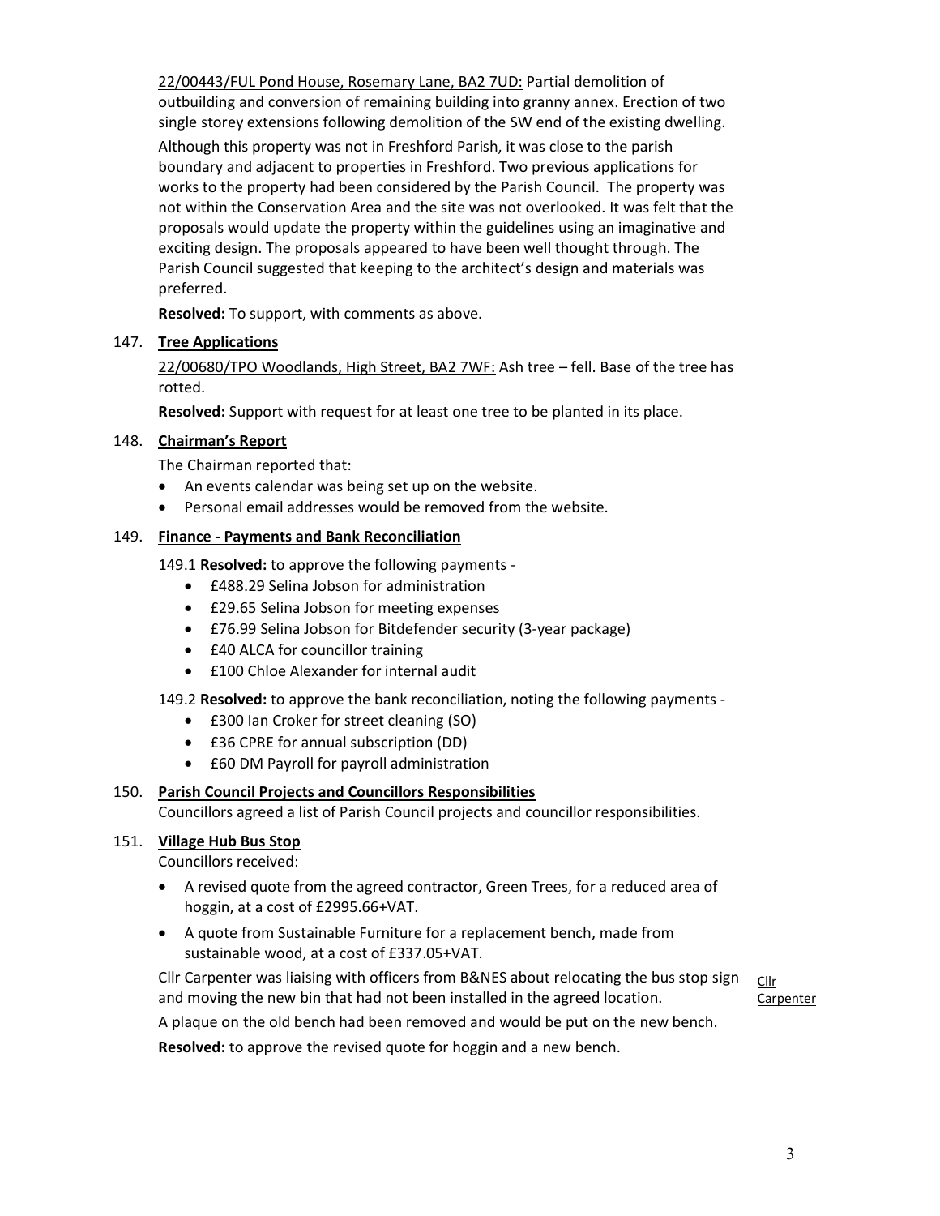22/00443/FUL Pond House, Rosemary Lane, BA2 7UD: Partial demolition of outbuilding and conversion of remaining building into granny annex. Erection of two single storey extensions following demolition of the SW end of the existing dwelling.

Although this property was not in Freshford Parish, it was close to the parish boundary and adjacent to properties in Freshford. Two previous applications for works to the property had been considered by the Parish Council. The property was not within the Conservation Area and the site was not overlooked. It was felt that the proposals would update the property within the guidelines using an imaginative and exciting design. The proposals appeared to have been well thought through. The Parish Council suggested that keeping to the architect's design and materials was preferred.

**Resolved:** To support, with comments as above.

147. **Tree Applications**

22/00680/TPO Woodlands, High Street, BA2 7WF: Ash tree – fell. Base of the tree has rotted.

**Resolved:** Support with request for at least one tree to be planted in its place.

148. **Chairman's Report**

The Chairman reported that:

- An events calendar was being set up on the website.
- Personal email addresses would be removed from the website.

149. **Finance - Payments and Bank Reconciliation**

149.1 **Resolved:** to approve the following payments -

- £488.29 Selina Jobson for administration
- £29.65 Selina Jobson for meeting expenses
- £76.99 Selina Jobson for Bitdefender security (3-year package)
- £40 ALCA for councillor training
- £100 Chloe Alexander for internal audit

149.2 **Resolved:** to approve the bank reconciliation, noting the following payments -

- £300 Ian Croker for street cleaning (SO)
- £36 CPRE for annual subscription (DD)
- £60 DM Payroll for payroll administration

150. **Parish Council Projects and Councillors Responsibilities**

Councillors agreed a list of Parish Council projects and councillor responsibilities.

151. **Village Hub Bus Stop**

Councillors received:

- A revised quote from the agreed contractor, Green Trees, for a reduced area of hoggin, at a cost of £2995.66+VAT.
- A quote from Sustainable Furniture for a replacement bench, made from sustainable wood, at a cost of £337.05+VAT.

Cllr Carpenter was liaising with officers from B&NES about relocating the bus stop sign and moving the new bin that had not been installed in the agreed location. Cllr Carpenter

A plaque on the old bench had been removed and would be put on the new bench.

**Resolved:** to approve the revised quote for hoggin and a new bench.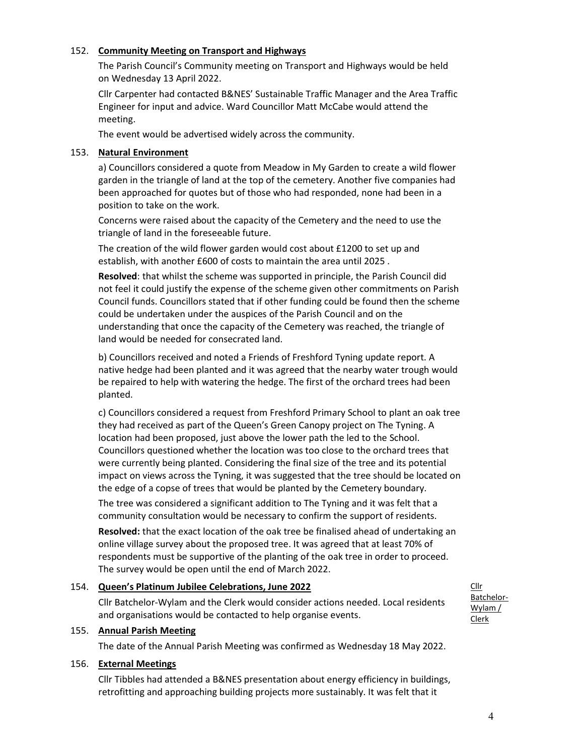152. **Community Meeting on Transport and Highways**

The Parish Council's Community meeting on Transport and Highways would be held on Wednesday 13 April 2022.

Cllr Carpenter had contacted B&NES' Sustainable Traffic Manager and the Area Traffic Engineer for input and advice. Ward Councillor Matt McCabe would attend the meeting.

The event would be advertised widely across the community.

153. **Natural Environment**

a) Councillors considered a quote from Meadow in My Garden to create a wild flower garden in the triangle of land at the top of the cemetery. Another five companies had been approached for quotes but of those who had responded, none had been in a position to take on the work.

Concerns were raised about the capacity of the Cemetery and the need to use the triangle of land in the foreseeable future.

The creation of the wild flower garden would cost about £1200 to set up and establish, with another £600 of costs to maintain the area until 2025 .

**Resolved**: that whilst the scheme was supported in principle, the Parish Council did not feel it could justify the expense of the scheme given other commitments on Parish Council funds. Councillors stated that if other funding could be found then the scheme could be undertaken under the auspices of the Parish Council and on the understanding that once the capacity of the Cemetery was reached, the triangle of land would be needed for consecrated land.

b) Councillors received and noted a Friends of Freshford Tyning update report. A native hedge had been planted and it was agreed that the nearby water trough would be repaired to help with watering the hedge. The first of the orchard trees had been planted.

c) Councillors considered a request from Freshford Primary School to plant an oak tree they had received as part of the Queen's Green Canopy project on The Tyning. A location had been proposed, just above the lower path the led to the School. Councillors questioned whether the location was too close to the orchard trees that were currently being planted. Considering the final size of the tree and its potential impact on views across the Tyning, it was suggested that the tree should be located on the edge of a copse of trees that would be planted by the Cemetery boundary.

The tree was considered a significant addition to The Tyning and it was felt that a community consultation would be necessary to confirm the support of residents.

**Resolved:** that the exact location of the oak tree be finalised ahead of undertaking an online village survey about the proposed tree. It was agreed that at least 70% of respondents must be supportive of the planting of the oak tree in order to proceed. The survey would be open until the end of March 2022.

154. **Queen's Platinum Jubilee Celebrations, June 2022**

Cllr Batchelor-Wylam and the Clerk would consider actions needed. Local residents and organisations would be contacted to help organise events.

*Action: Cllr Batchelor-Wylam / Clerk*

155. **Annual Parish Meeting**

The date of the Annual Parish Meeting was confirmed as Wednesday 18 May 2022.

156. **External Meetings**

Cllr Tibbles had attended a B&NES presentation about energy efficiency in buildings, retrofitting and approaching building projects more sustainably. It was felt that it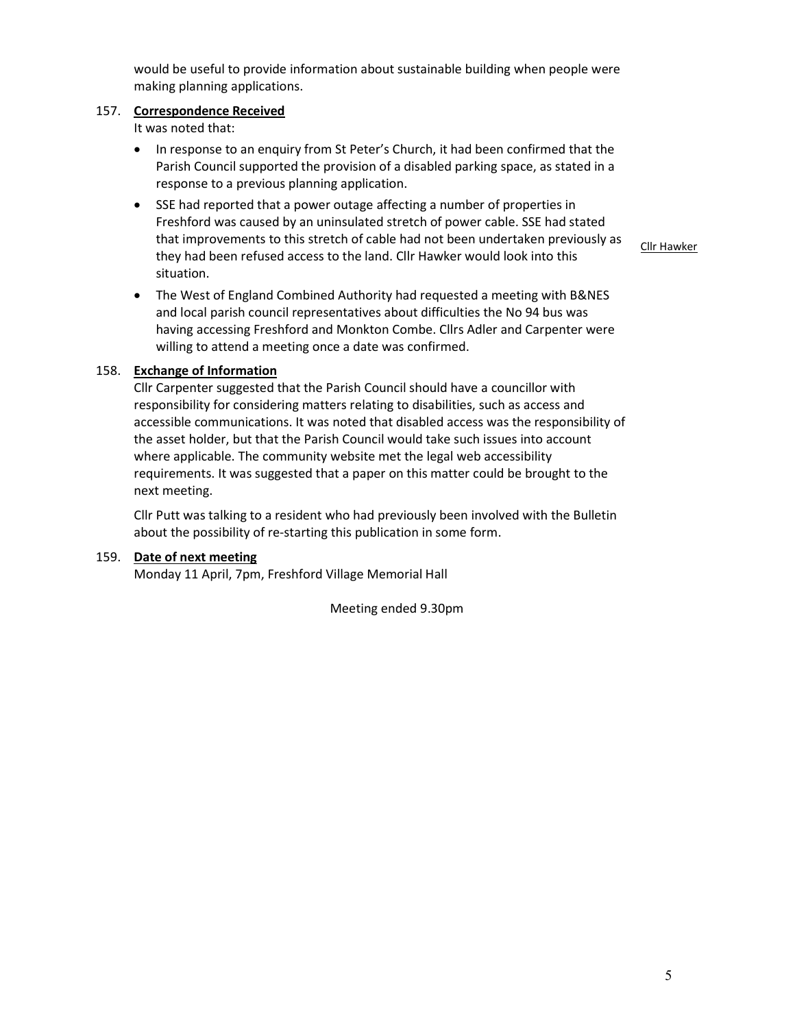would be useful to provide information about sustainable building when people were making planning applications.

157. **Correspondence Received**

It was noted that:

- In response to an enquiry from St Peter's Church, it had been confirmed that the Parish Council supported the provision of a disabled parking space, as stated in a response to a previous planning application.
- SSE had reported that a power outage affecting a number of properties in Freshford was caused by an uninsulated stretch of power cable. SSE had stated that improvements to this stretch of cable had not been undertaken previously as they had been refused access to the land. Cllr Hawker would look into this situation. Cllr Hawker
- The West of England Combined Authority had requested a meeting with B&NES and local parish council representatives about difficulties the No 94 bus was having accessing Freshford and Monkton Combe. Cllrs Adler and Carpenter were willing to attend a meeting once a date was confirmed.

158. **Exchange of Information**

Cllr Carpenter suggested that the Parish Council should have a councillor with responsibility for considering matters relating to disabilities, such as access and accessible communications. It was noted that disabled access was the responsibility of the asset holder, but that the Parish Council would take such issues into account where applicable. The community website met the legal web accessibility requirements. It was suggested that a paper on this matter could be brought to the next meeting.

Cllr Putt was talking to a resident who had previously been involved with the Bulletin about the possibility of re-starting this publication in some form.

159. **Date of next meeting**

Monday 11 April, 7pm, Freshford Village Memorial Hall

Meeting ended 9.30pm